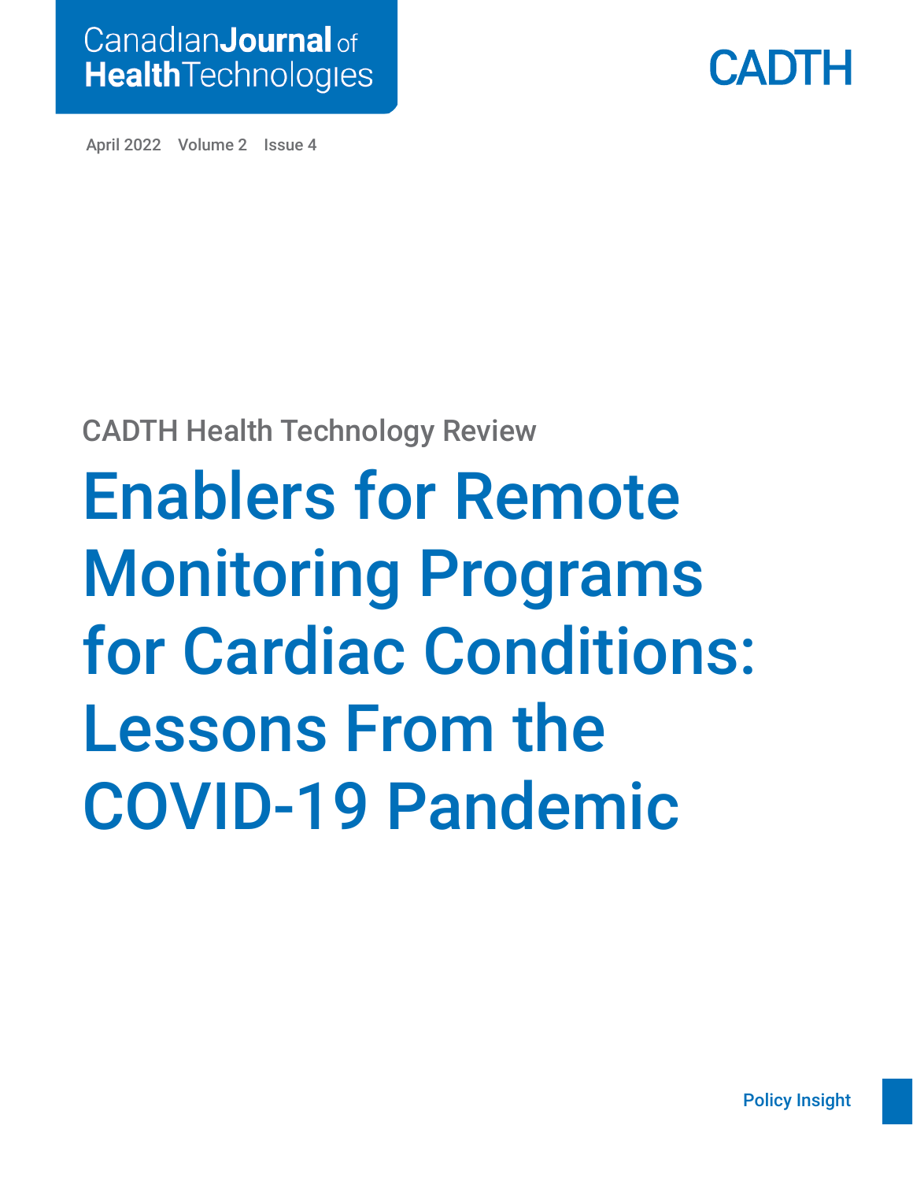Canadian Journal of Health Technologies

CADTH

April 2022 Volume 2 Issue 4

CADTH Health Technology Review

# Enablers for Remote Monitoring Programs for Cardiac Conditions: Lessons From the COVID-19 Pandemic

Policy Insight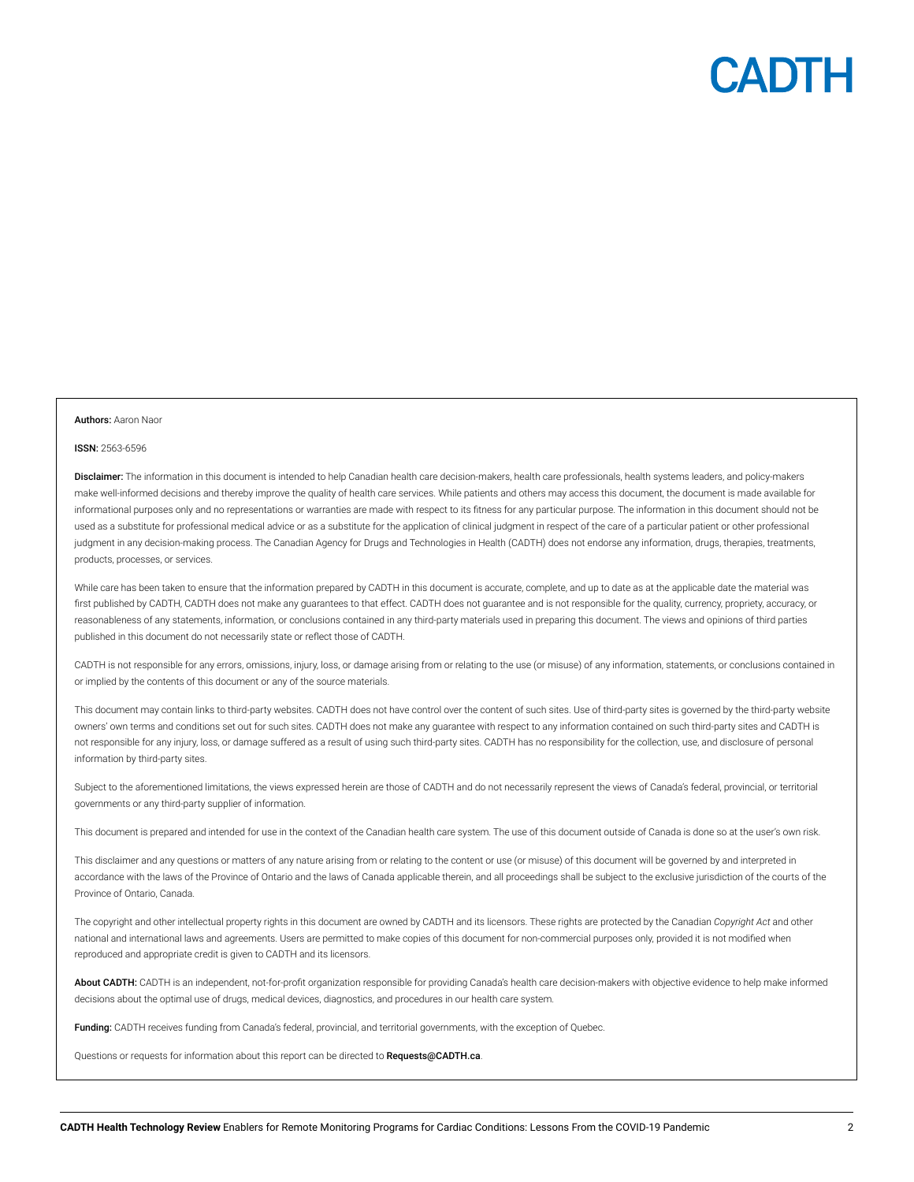**Authors:** Aaron Naor

**ISSN:** 2563-6596

**Disclaimer:** The information in this document is intended to help Canadian health care decision-makers, health care professionals, health systems leaders, and policy-makers make well-informed decisions and thereby improve the quality of health care services. While patients and others may access this document, the document is made available for informational purposes only and no representations or warranties are made with respect to its fitness for any particular purpose. The information in this document should not be used as a substitute for professional medical advice or as a substitute for the application of clinical judgment in respect of the care of a particular patient or other professional judgment in any decision-making process. The Canadian Agency for Drugs and Technologies in Health (CADTH) does not endorse any information, drugs, therapies, treatments, products, processes, or services.

While care has been taken to ensure that the information prepared by CADTH in this document is accurate, complete, and up to date as at the applicable date the material was first published by CADTH, CADTH does not make any guarantees to that effect. CADTH does not guarantee and is not responsible for the quality, currency, propriety, accuracy, or reasonableness of any statements, information, or conclusions contained in any third-party materials used in preparing this document. The views and opinions of third parties published in this document do not necessarily state or reflect those of CADTH.

CADTH is not responsible for any errors, omissions, injury, loss, or damage arising from or relating to the use (or misuse) of any information, statements, or conclusions contained in or implied by the contents of this document or any of the source materials.

This document may contain links to third-party websites. CADTH does not have control over the content of such sites. Use of third-party sites is governed by the third-party website owners' own terms and conditions set out for such sites. CADTH does not make any guarantee with respect to any information contained on such third-party sites and CADTH is not responsible for any injury, loss, or damage suffered as a result of using such third-party sites. CADTH has no responsibility for the collection, use, and disclosure of personal information by third-party sites.

Subject to the aforementioned limitations, the views expressed herein are those of CADTH and do not necessarily represent the views of Canada's federal, provincial, or territorial governments or any third-party supplier of information.

This document is prepared and intended for use in the context of the Canadian health care system. The use of this document outside of Canada is done so at the user's own risk.

This disclaimer and any questions or matters of any nature arising from or relating to the content or use (or misuse) of this document will be governed by and interpreted in accordance with the laws of the Province of Ontario and the laws of Canada applicable therein, and all proceedings shall be subject to the exclusive jurisdiction of the courts of the Province of Ontario, Canada.

The copyright and other intellectual property rights in this document are owned by CADTH and its licensors. These rights are protected by the Canadian *Copyright Act* and other national and international laws and agreements. Users are permitted to make copies of this document for non-commercial purposes only, provided it is not modified when reproduced and appropriate credit is given to CADTH and its licensors.

**About CADTH:** CADTH is an independent, not-for-profit organization responsible for providing Canada's health care decision-makers with objective evidence to help make informed decisions about the optimal use of drugs, medical devices, diagnostics, and procedures in our health care system.

**Funding:** CADTH receives funding from Canada's federal, provincial, and territorial governments, with the exception of Quebec.

Questions or requests for information about this report can be directed to **Requests@CADTH.ca**.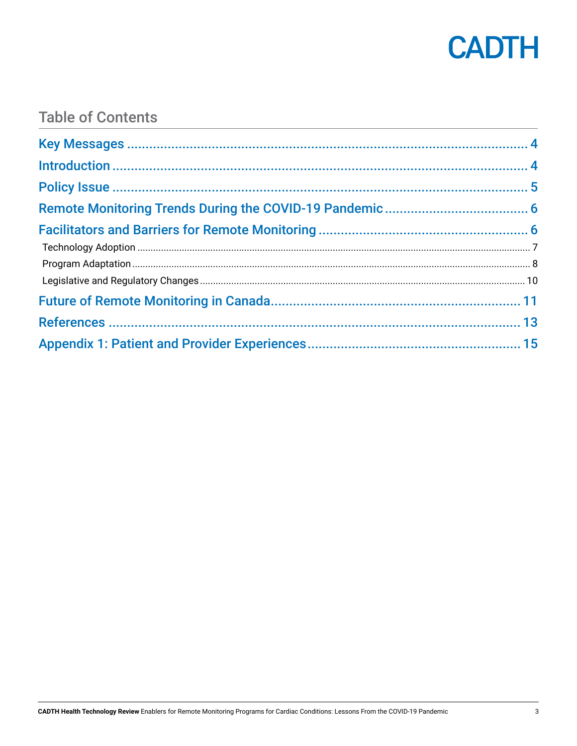## Table of Contents

**Key Messages** ..... 4

**Introduction** ..... 4

**Policy Issue** ..... 5

**Remote Monitoring Trends During the COVID-19 Pandemic** ..... 6

**Facilitators and Barriers for Remote Monitoring** ..... 6

- Technology Adoption ..... 7
- Program Adaptation ..... 8
- Legislative and Regulatory Changes ..... 10

**Future of Remote Monitoring in Canada** ..... 11

**References** ..... 13

**Appendix 1: Patient and Provider Experiences** ..... 15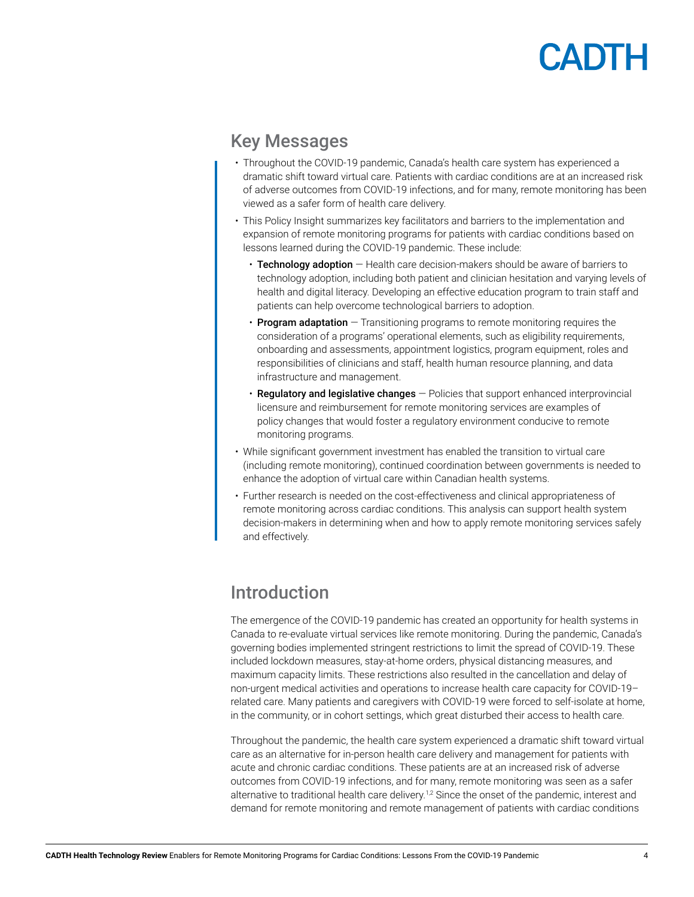## Key Messages

- Throughout the COVID-19 pandemic, Canada's health care system has experienced a dramatic shift toward virtual care. Patients with cardiac conditions are at an increased risk of adverse outcomes from COVID-19 infections, and for many, remote monitoring has been viewed as a safer form of health care delivery.
- This Policy Insight summarizes key facilitators and barriers to the implementation and expansion of remote monitoring programs for patients with cardiac conditions based on lessons learned during the COVID-19 pandemic. These include:
  - **Technology adoption** — Health care decision-makers should be aware of barriers to technology adoption, including both patient and clinician hesitation and varying levels of health and digital literacy. Developing an effective education program to train staff and patients can help overcome technological barriers to adoption.
  - **Program adaptation** — Transitioning programs to remote monitoring requires the consideration of a programs' operational elements, such as eligibility requirements, onboarding and assessments, appointment logistics, program equipment, roles and responsibilities of clinicians and staff, health human resource planning, and data infrastructure and management.
  - **Regulatory and legislative changes** — Policies that support enhanced interprovincial licensure and reimbursement for remote monitoring services are examples of policy changes that would foster a regulatory environment conducive to remote monitoring programs.
- While significant government investment has enabled the transition to virtual care (including remote monitoring), continued coordination between governments is needed to enhance the adoption of virtual care within Canadian health systems.
- Further research is needed on the cost-effectiveness and clinical appropriateness of remote monitoring across cardiac conditions. This analysis can support health system decision-makers in determining when and how to apply remote monitoring services safely and effectively.

## Introduction

The emergence of the COVID-19 pandemic has created an opportunity for health systems in Canada to re-evaluate virtual services like remote monitoring. During the pandemic, Canada's governing bodies implemented stringent restrictions to limit the spread of COVID-19. These included lockdown measures, stay-at-home orders, physical distancing measures, and maximum capacity limits. These restrictions also resulted in the cancellation and delay of non-urgent medical activities and operations to increase health care capacity for COVID-19–related care. Many patients and caregivers with COVID-19 were forced to self-isolate at home, in the community, or in cohort settings, which great disturbed their access to health care.

Throughout the pandemic, the health care system experienced a dramatic shift toward virtual care as an alternative for in-person health care delivery and management for patients with acute and chronic cardiac conditions. These patients are at an increased risk of adverse outcomes from COVID-19 infections, and for many, remote monitoring was seen as a safer alternative to traditional health care delivery.[1,2] Since the onset of the pandemic, interest and demand for remote monitoring and remote management of patients with cardiac conditions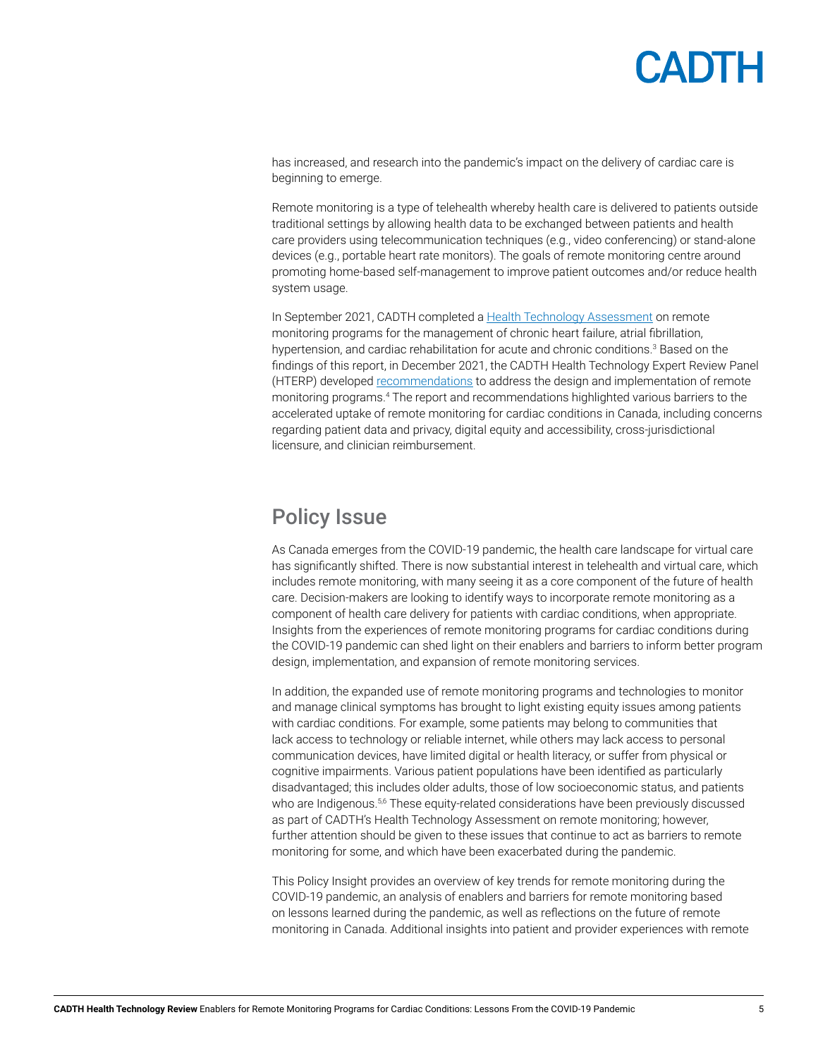has increased, and research into the pandemic's impact on the delivery of cardiac care is beginning to emerge.

Remote monitoring is a type of telehealth whereby health care is delivered to patients outside traditional settings by allowing health data to be exchanged between patients and health care providers using telecommunication techniques (e.g., video conferencing) or stand-alone devices (e.g., portable heart rate monitors). The goals of remote monitoring centre around promoting home-based self-management to improve patient outcomes and/or reduce health system usage.

In September 2021, CADTH completed a Health Technology Assessment on remote monitoring programs for the management of chronic heart failure, atrial fibrillation, hypertension, and cardiac rehabilitation for acute and chronic conditions.[3] Based on the findings of this report, in December 2021, the CADTH Health Technology Expert Review Panel (HTERP) developed recommendations to address the design and implementation of remote monitoring programs.[4] The report and recommendations highlighted various barriers to the accelerated uptake of remote monitoring for cardiac conditions in Canada, including concerns regarding patient data and privacy, digital equity and accessibility, cross-jurisdictional licensure, and clinician reimbursement.

## Policy Issue

As Canada emerges from the COVID-19 pandemic, the health care landscape for virtual care has significantly shifted. There is now substantial interest in telehealth and virtual care, which includes remote monitoring, with many seeing it as a core component of the future of health care. Decision-makers are looking to identify ways to incorporate remote monitoring as a component of health care delivery for patients with cardiac conditions, when appropriate. Insights from the experiences of remote monitoring programs for cardiac conditions during the COVID-19 pandemic can shed light on their enablers and barriers to inform better program design, implementation, and expansion of remote monitoring services.

In addition, the expanded use of remote monitoring programs and technologies to monitor and manage clinical symptoms has brought to light existing equity issues among patients with cardiac conditions. For example, some patients may belong to communities that lack access to technology or reliable internet, while others may lack access to personal communication devices, have limited digital or health literacy, or suffer from physical or cognitive impairments. Various patient populations have been identified as particularly disadvantaged; this includes older adults, those of low socioeconomic status, and patients who are Indigenous.[5,6] These equity-related considerations have been previously discussed as part of CADTH's Health Technology Assessment on remote monitoring; however, further attention should be given to these issues that continue to act as barriers to remote monitoring for some, and which have been exacerbated during the pandemic.

This Policy Insight provides an overview of key trends for remote monitoring during the COVID-19 pandemic, an analysis of enablers and barriers for remote monitoring based on lessons learned during the pandemic, as well as reflections on the future of remote monitoring in Canada. Additional insights into patient and provider experiences with remote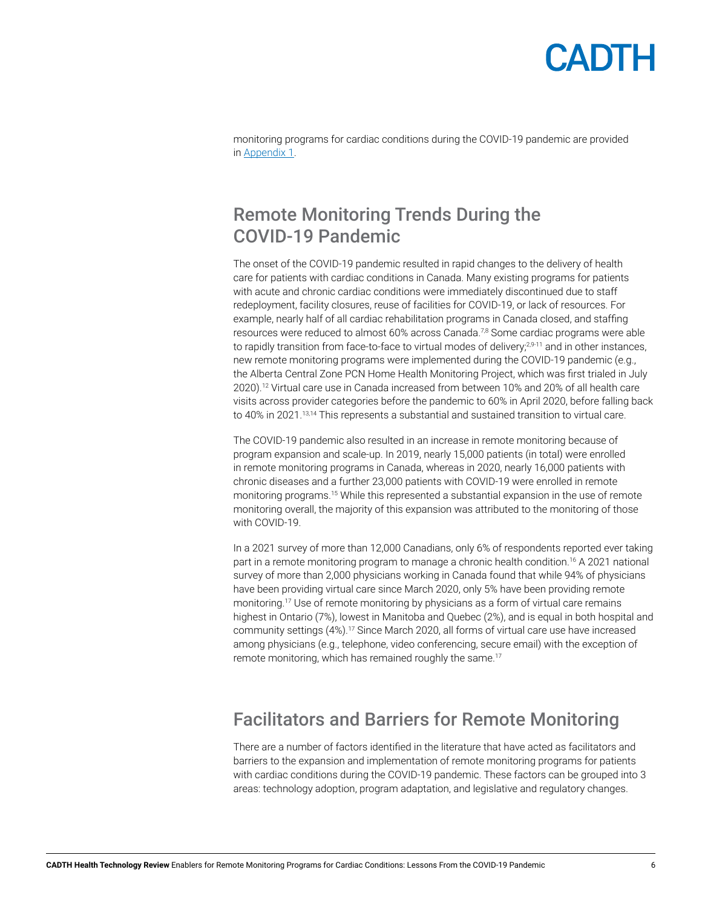monitoring programs for cardiac conditions during the COVID-19 pandemic are provided in Appendix 1.

## Remote Monitoring Trends During the COVID-19 Pandemic

The onset of the COVID-19 pandemic resulted in rapid changes to the delivery of health care for patients with cardiac conditions in Canada. Many existing programs for patients with acute and chronic cardiac conditions were immediately discontinued due to staff redeployment, facility closures, reuse of facilities for COVID-19, or lack of resources. For example, nearly half of all cardiac rehabilitation programs in Canada closed, and staffing resources were reduced to almost 60% across Canada.[7,8] Some cardiac programs were able to rapidly transition from face-to-face to virtual modes of delivery;[2,9-11] and in other instances, new remote monitoring programs were implemented during the COVID-19 pandemic (e.g., the Alberta Central Zone PCN Home Health Monitoring Project, which was first trialed in July 2020).[12] Virtual care use in Canada increased from between 10% and 20% of all health care visits across provider categories before the pandemic to 60% in April 2020, before falling back to 40% in 2021.[13,14] This represents a substantial and sustained transition to virtual care.

The COVID-19 pandemic also resulted in an increase in remote monitoring because of program expansion and scale-up. In 2019, nearly 15,000 patients (in total) were enrolled in remote monitoring programs in Canada, whereas in 2020, nearly 16,000 patients with chronic diseases and a further 23,000 patients with COVID-19 were enrolled in remote monitoring programs.[15] While this represented a substantial expansion in the use of remote monitoring overall, the majority of this expansion was attributed to the monitoring of those with COVID-19.

In a 2021 survey of more than 12,000 Canadians, only 6% of respondents reported ever taking part in a remote monitoring program to manage a chronic health condition.[16] A 2021 national survey of more than 2,000 physicians working in Canada found that while 94% of physicians have been providing virtual care since March 2020, only 5% have been providing remote monitoring.[17] Use of remote monitoring by physicians as a form of virtual care remains highest in Ontario (7%), lowest in Manitoba and Quebec (2%), and is equal in both hospital and community settings (4%).[17] Since March 2020, all forms of virtual care use have increased among physicians (e.g., telephone, video conferencing, secure email) with the exception of remote monitoring, which has remained roughly the same.[17]

## Facilitators and Barriers for Remote Monitoring

There are a number of factors identified in the literature that have acted as facilitators and barriers to the expansion and implementation of remote monitoring programs for patients with cardiac conditions during the COVID-19 pandemic. These factors can be grouped into 3 areas: technology adoption, program adaptation, and legislative and regulatory changes.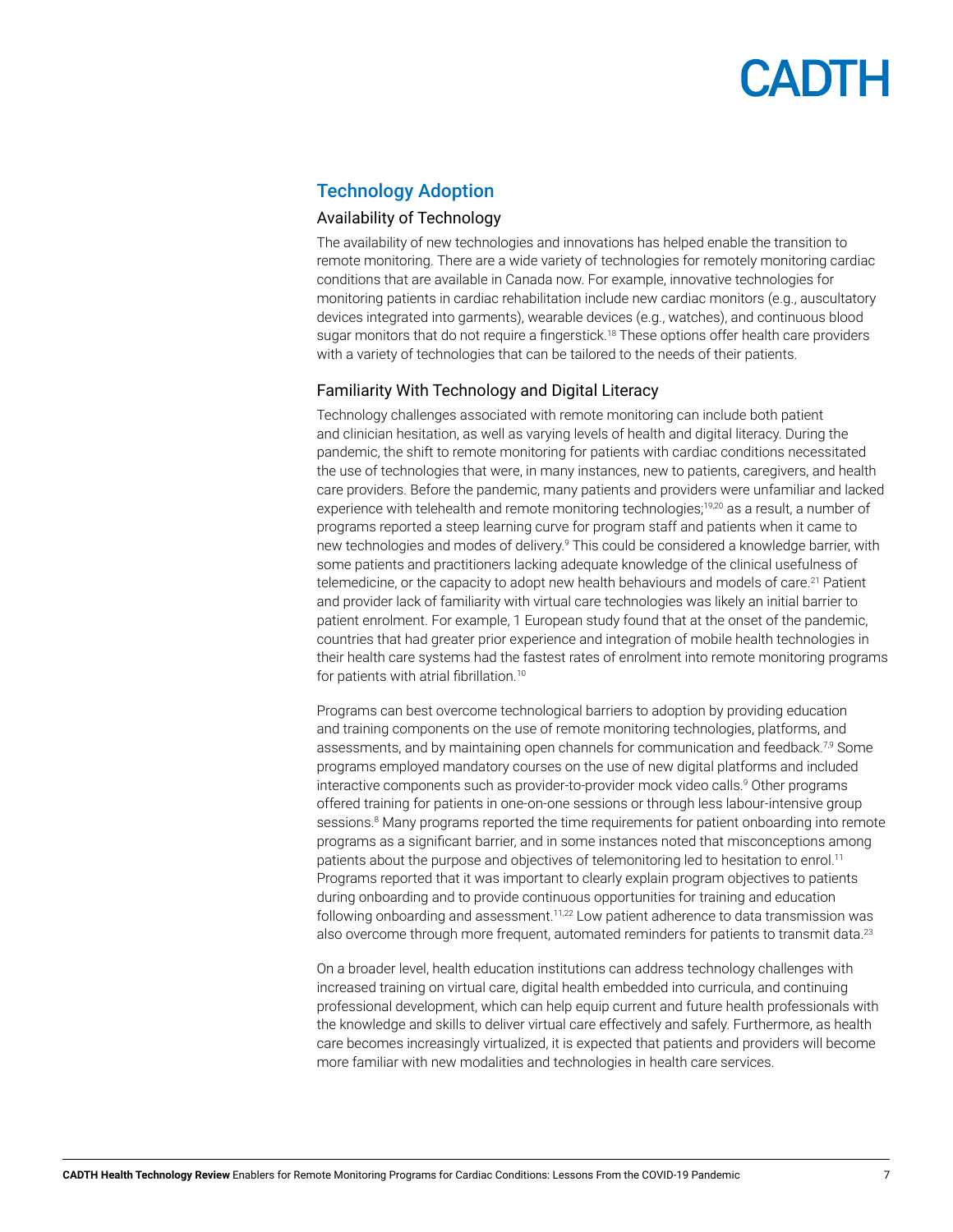## Technology Adoption

### Availability of Technology

The availability of new technologies and innovations has helped enable the transition to remote monitoring. There are a wide variety of technologies for remotely monitoring cardiac conditions that are available in Canada now. For example, innovative technologies for monitoring patients in cardiac rehabilitation include new cardiac monitors (e.g., auscultatory devices integrated into garments), wearable devices (e.g., watches), and continuous blood sugar monitors that do not require a fingerstick.[18] These options offer health care providers with a variety of technologies that can be tailored to the needs of their patients.

### Familiarity With Technology and Digital Literacy

Technology challenges associated with remote monitoring can include both patient and clinician hesitation, as well as varying levels of health and digital literacy. During the pandemic, the shift to remote monitoring for patients with cardiac conditions necessitated the use of technologies that were, in many instances, new to patients, caregivers, and health care providers. Before the pandemic, many patients and providers were unfamiliar and lacked experience with telehealth and remote monitoring technologies;[19,20] as a result, a number of programs reported a steep learning curve for program staff and patients when it came to new technologies and modes of delivery.[9] This could be considered a knowledge barrier, with some patients and practitioners lacking adequate knowledge of the clinical usefulness of telemedicine, or the capacity to adopt new health behaviours and models of care.[21] Patient and provider lack of familiarity with virtual care technologies was likely an initial barrier to patient enrolment. For example, 1 European study found that at the onset of the pandemic, countries that had greater prior experience and integration of mobile health technologies in their health care systems had the fastest rates of enrolment into remote monitoring programs for patients with atrial fibrillation.[10]

Programs can best overcome technological barriers to adoption by providing education and training components on the use of remote monitoring technologies, platforms, and assessments, and by maintaining open channels for communication and feedback.[7,9] Some programs employed mandatory courses on the use of new digital platforms and included interactive components such as provider-to-provider mock video calls.[9] Other programs offered training for patients in one-on-one sessions or through less labour-intensive group sessions.[8] Many programs reported the time requirements for patient onboarding into remote programs as a significant barrier, and in some instances noted that misconceptions among patients about the purpose and objectives of telemonitoring led to hesitation to enrol.[11] Programs reported that it was important to clearly explain program objectives to patients during onboarding and to provide continuous opportunities for training and education following onboarding and assessment.[11,22] Low patient adherence to data transmission was also overcome through more frequent, automated reminders for patients to transmit data.[23]

On a broader level, health education institutions can address technology challenges with increased training on virtual care, digital health embedded into curricula, and continuing professional development, which can help equip current and future health professionals with the knowledge and skills to deliver virtual care effectively and safely. Furthermore, as health care becomes increasingly virtualized, it is expected that patients and providers will become more familiar with new modalities and technologies in health care services.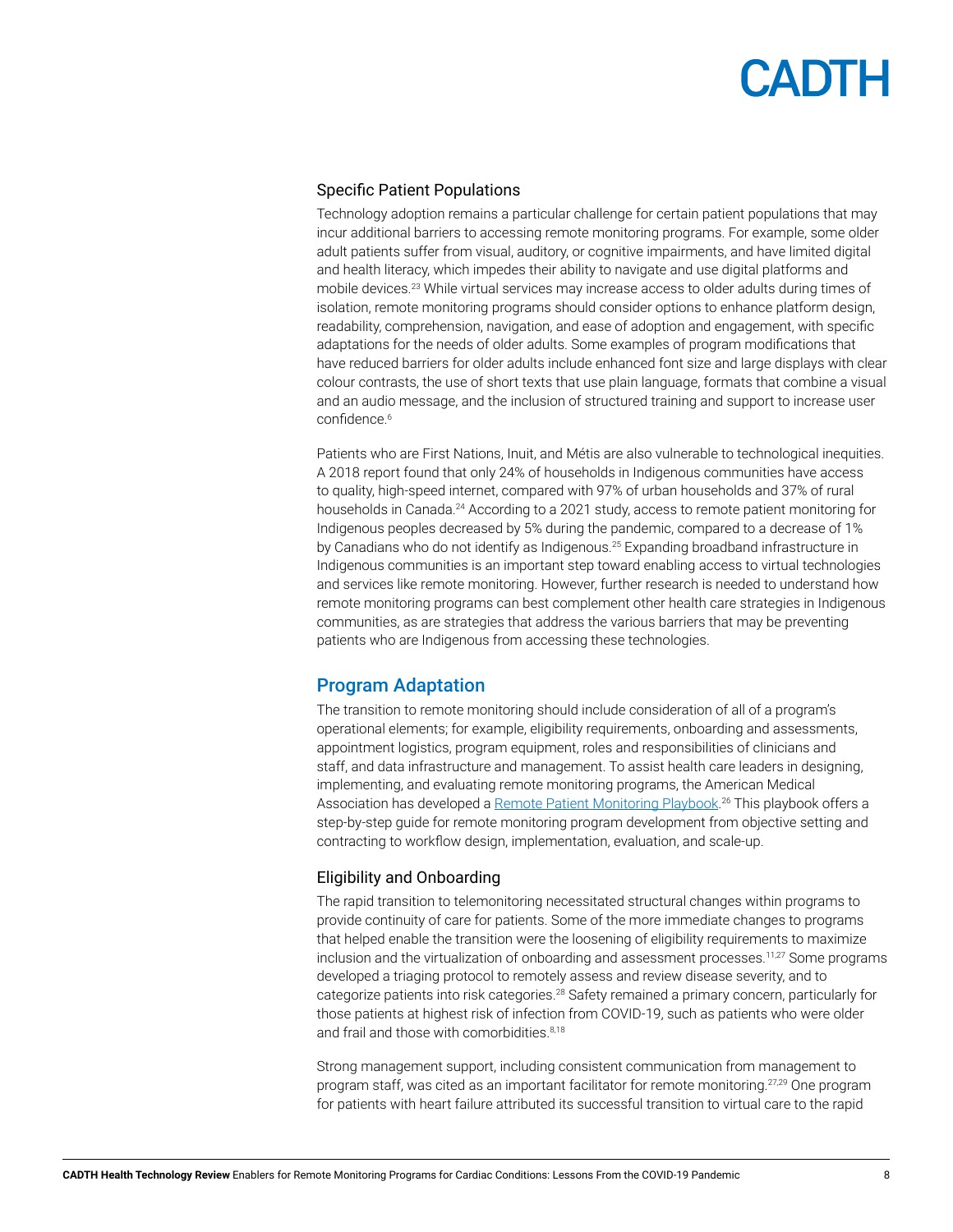### Specific Patient Populations

Technology adoption remains a particular challenge for certain patient populations that may incur additional barriers to accessing remote monitoring programs. For example, some older adult patients suffer from visual, auditory, or cognitive impairments, and have limited digital and health literacy, which impedes their ability to navigate and use digital platforms and mobile devices.[23] While virtual services may increase access to older adults during times of isolation, remote monitoring programs should consider options to enhance platform design, readability, comprehension, navigation, and ease of adoption and engagement, with specific adaptations for the needs of older adults. Some examples of program modifications that have reduced barriers for older adults include enhanced font size and large displays with clear colour contrasts, the use of short texts that use plain language, formats that combine a visual and an audio message, and the inclusion of structured training and support to increase user confidence.[6]

Patients who are First Nations, Inuit, and Métis are also vulnerable to technological inequities. A 2018 report found that only 24% of households in Indigenous communities have access to quality, high-speed internet, compared with 97% of urban households and 37% of rural households in Canada.[24] According to a 2021 study, access to remote patient monitoring for Indigenous peoples decreased by 5% during the pandemic, compared to a decrease of 1% by Canadians who do not identify as Indigenous.[25] Expanding broadband infrastructure in Indigenous communities is an important step toward enabling access to virtual technologies and services like remote monitoring. However, further research is needed to understand how remote monitoring programs can best complement other health care strategies in Indigenous communities, as are strategies that address the various barriers that may be preventing patients who are Indigenous from accessing these technologies.

## Program Adaptation

The transition to remote monitoring should include consideration of all of a program's operational elements; for example, eligibility requirements, onboarding and assessments, appointment logistics, program equipment, roles and responsibilities of clinicians and staff, and data infrastructure and management. To assist health care leaders in designing, implementing, and evaluating remote monitoring programs, the American Medical Association has developed a Remote Patient Monitoring Playbook.[26] This playbook offers a step-by-step guide for remote monitoring program development from objective setting and contracting to workflow design, implementation, evaluation, and scale-up.

### Eligibility and Onboarding

The rapid transition to telemonitoring necessitated structural changes within programs to provide continuity of care for patients. Some of the more immediate changes to programs that helped enable the transition were the loosening of eligibility requirements to maximize inclusion and the virtualization of onboarding and assessment processes.[11,27] Some programs developed a triaging protocol to remotely assess and review disease severity, and to categorize patients into risk categories.[28] Safety remained a primary concern, particularly for those patients at highest risk of infection from COVID-19, such as patients who were older and frail and those with comorbidities.[8,18]

Strong management support, including consistent communication from management to program staff, was cited as an important facilitator for remote monitoring.[27,29] One program for patients with heart failure attributed its successful transition to virtual care to the rapid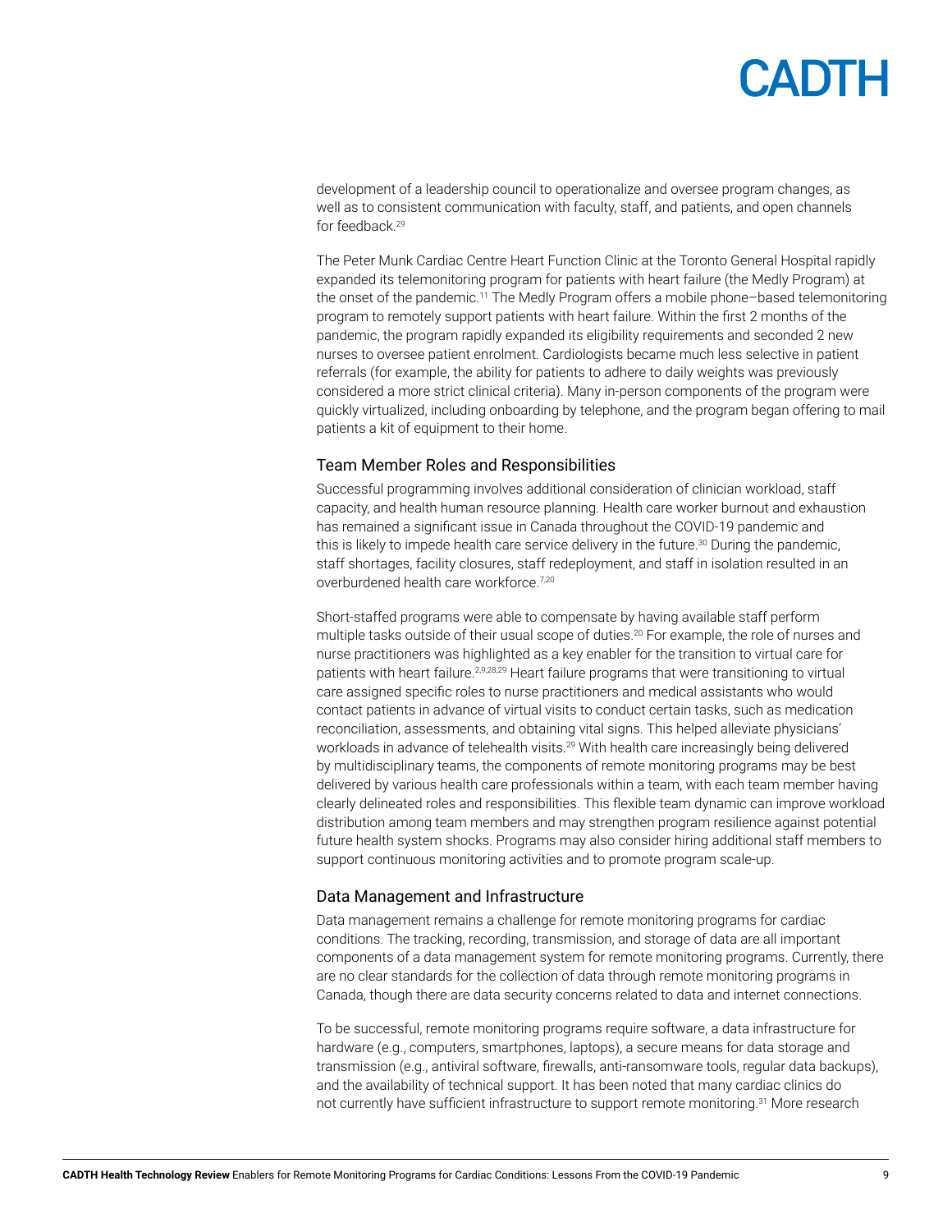development of a leadership council to operationalize and oversee program changes, as well as to consistent communication with faculty, staff, and patients, and open channels for feedback.[29]

The Peter Munk Cardiac Centre Heart Function Clinic at the Toronto General Hospital rapidly expanded its telemonitoring program for patients with heart failure (the Medly Program) at the onset of the pandemic.[11] The Medly Program offers a mobile phone–based telemonitoring program to remotely support patients with heart failure. Within the first 2 months of the pandemic, the program rapidly expanded its eligibility requirements and seconded 2 new nurses to oversee patient enrolment. Cardiologists became much less selective in patient referrals (for example, the ability for patients to adhere to daily weights was previously considered a more strict clinical criteria). Many in-person components of the program were quickly virtualized, including onboarding by telephone, and the program began offering to mail patients a kit of equipment to their home.

## Team Member Roles and Responsibilities

Successful programming involves additional consideration of clinician workload, staff capacity, and health human resource planning. Health care worker burnout and exhaustion has remained a significant issue in Canada throughout the COVID-19 pandemic and this is likely to impede health care service delivery in the future.[30] During the pandemic, staff shortages, facility closures, staff redeployment, and staff in isolation resulted in an overburdened health care workforce.[7,20]

Short-staffed programs were able to compensate by having available staff perform multiple tasks outside of their usual scope of duties.[20] For example, the role of nurses and nurse practitioners was highlighted as a key enabler for the transition to virtual care for patients with heart failure.[2,9,28,29] Heart failure programs that were transitioning to virtual care assigned specific roles to nurse practitioners and medical assistants who would contact patients in advance of virtual visits to conduct certain tasks, such as medication reconciliation, assessments, and obtaining vital signs. This helped alleviate physicians' workloads in advance of telehealth visits.[29] With health care increasingly being delivered by multidisciplinary teams, the components of remote monitoring programs may be best delivered by various health care professionals within a team, with each team member having clearly delineated roles and responsibilities. This flexible team dynamic can improve workload distribution among team members and may strengthen program resilience against potential future health system shocks. Programs may also consider hiring additional staff members to support continuous monitoring activities and to promote program scale-up.

## Data Management and Infrastructure

Data management remains a challenge for remote monitoring programs for cardiac conditions. The tracking, recording, transmission, and storage of data are all important components of a data management system for remote monitoring programs. Currently, there are no clear standards for the collection of data through remote monitoring programs in Canada, though there are data security concerns related to data and internet connections.

To be successful, remote monitoring programs require software, a data infrastructure for hardware (e.g., computers, smartphones, laptops), a secure means for data storage and transmission (e.g., antiviral software, firewalls, anti-ransomware tools, regular data backups), and the availability of technical support. It has been noted that many cardiac clinics do not currently have sufficient infrastructure to support remote monitoring.[31] More research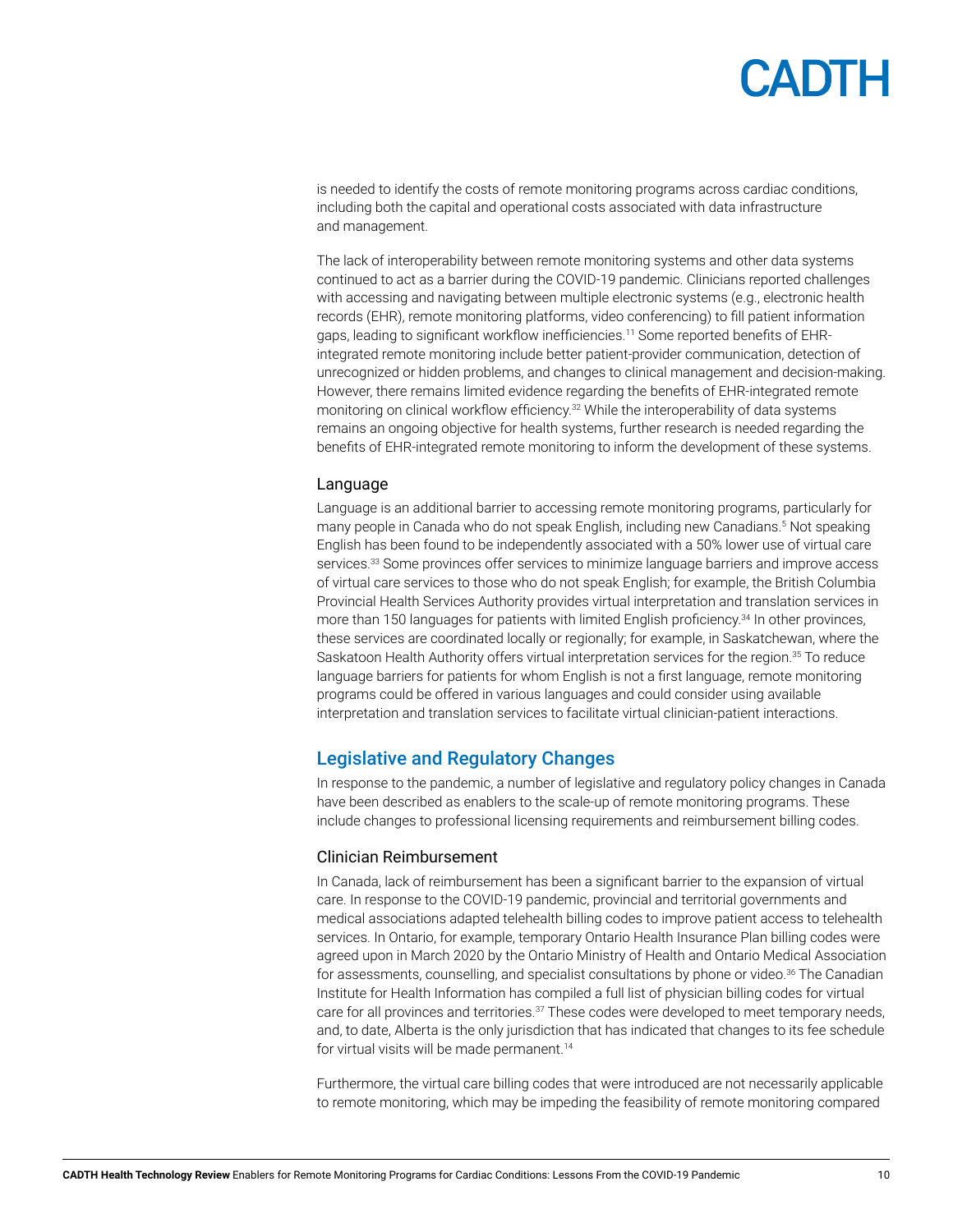is needed to identify the costs of remote monitoring programs across cardiac conditions, including both the capital and operational costs associated with data infrastructure and management.

The lack of interoperability between remote monitoring systems and other data systems continued to act as a barrier during the COVID-19 pandemic. Clinicians reported challenges with accessing and navigating between multiple electronic systems (e.g., electronic health records (EHR), remote monitoring platforms, video conferencing) to fill patient information gaps, leading to significant workflow inefficiencies.[11] Some reported benefits of EHR-integrated remote monitoring include better patient-provider communication, detection of unrecognized or hidden problems, and changes to clinical management and decision-making. However, there remains limited evidence regarding the benefits of EHR-integrated remote monitoring on clinical workflow efficiency.[32] While the interoperability of data systems remains an ongoing objective for health systems, further research is needed regarding the benefits of EHR-integrated remote monitoring to inform the development of these systems.

### Language

Language is an additional barrier to accessing remote monitoring programs, particularly for many people in Canada who do not speak English, including new Canadians.[5] Not speaking English has been found to be independently associated with a 50% lower use of virtual care services.[33] Some provinces offer services to minimize language barriers and improve access of virtual care services to those who do not speak English; for example, the British Columbia Provincial Health Services Authority provides virtual interpretation and translation services in more than 150 languages for patients with limited English proficiency.[34] In other provinces, these services are coordinated locally or regionally; for example, in Saskatchewan, where the Saskatoon Health Authority offers virtual interpretation services for the region.[35] To reduce language barriers for patients for whom English is not a first language, remote monitoring programs could be offered in various languages and could consider using available interpretation and translation services to facilitate virtual clinician-patient interactions.

## Legislative and Regulatory Changes

In response to the pandemic, a number of legislative and regulatory policy changes in Canada have been described as enablers to the scale-up of remote monitoring programs. These include changes to professional licensing requirements and reimbursement billing codes.

### Clinician Reimbursement

In Canada, lack of reimbursement has been a significant barrier to the expansion of virtual care. In response to the COVID-19 pandemic, provincial and territorial governments and medical associations adapted telehealth billing codes to improve patient access to telehealth services. In Ontario, for example, temporary Ontario Health Insurance Plan billing codes were agreed upon in March 2020 by the Ontario Ministry of Health and Ontario Medical Association for assessments, counselling, and specialist consultations by phone or video.[36] The Canadian Institute for Health Information has compiled a full list of physician billing codes for virtual care for all provinces and territories.[37] These codes were developed to meet temporary needs, and, to date, Alberta is the only jurisdiction that has indicated that changes to its fee schedule for virtual visits will be made permanent.[14]

Furthermore, the virtual care billing codes that were introduced are not necessarily applicable to remote monitoring, which may be impeding the feasibility of remote monitoring compared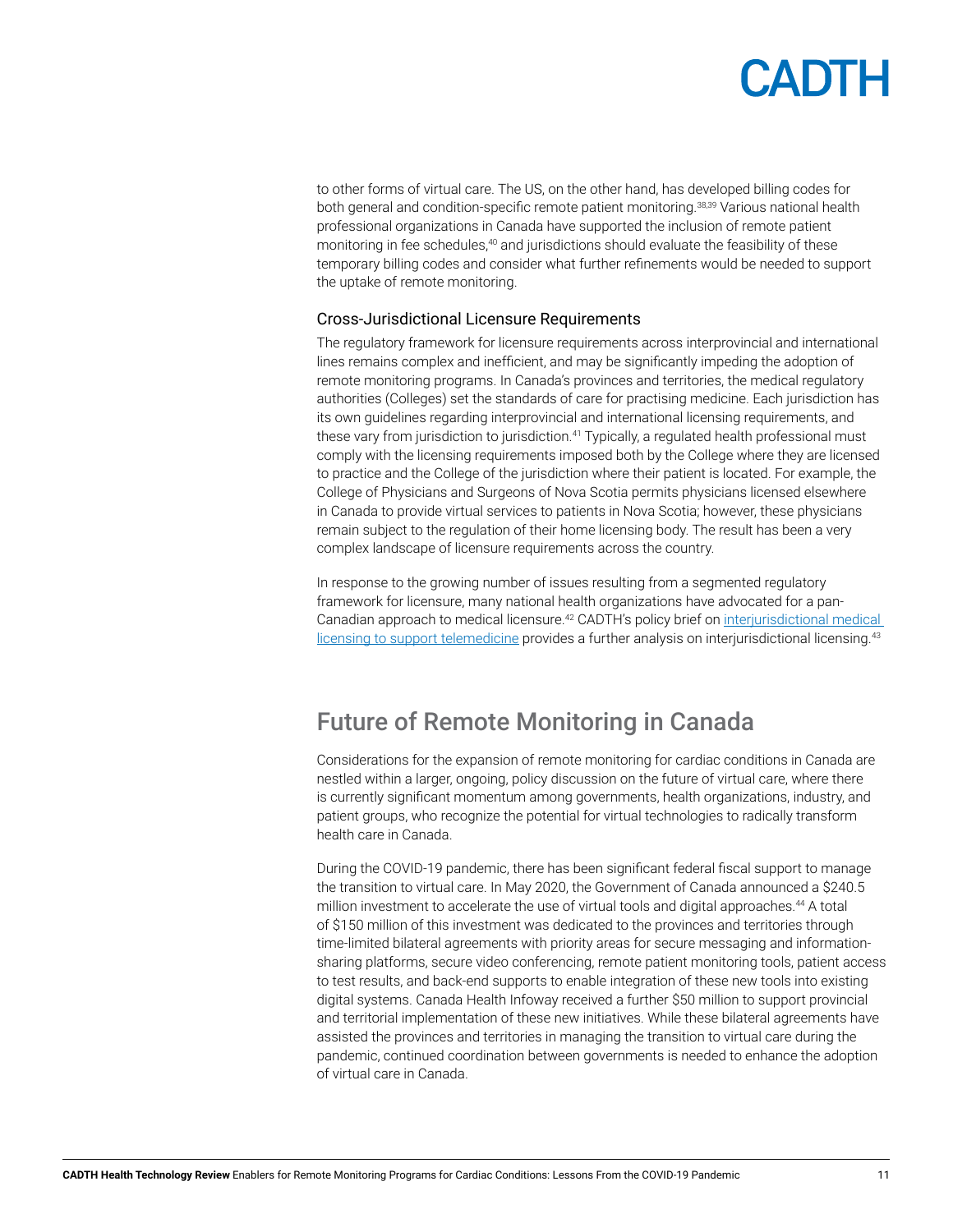to other forms of virtual care. The US, on the other hand, has developed billing codes for both general and condition-specific remote patient monitoring.[38,39] Various national health professional organizations in Canada have supported the inclusion of remote patient monitoring in fee schedules,[40] and jurisdictions should evaluate the feasibility of these temporary billing codes and consider what further refinements would be needed to support the uptake of remote monitoring.

### Cross-Jurisdictional Licensure Requirements

The regulatory framework for licensure requirements across interprovincial and international lines remains complex and inefficient, and may be significantly impeding the adoption of remote monitoring programs. In Canada's provinces and territories, the medical regulatory authorities (Colleges) set the standards of care for practising medicine. Each jurisdiction has its own guidelines regarding interprovincial and international licensing requirements, and these vary from jurisdiction to jurisdiction.[41] Typically, a regulated health professional must comply with the licensing requirements imposed both by the College where they are licensed to practice and the College of the jurisdiction where their patient is located. For example, the College of Physicians and Surgeons of Nova Scotia permits physicians licensed elsewhere in Canada to provide virtual services to patients in Nova Scotia; however, these physicians remain subject to the regulation of their home licensing body. The result has been a very complex landscape of licensure requirements across the country.

In response to the growing number of issues resulting from a segmented regulatory framework for licensure, many national health organizations have advocated for a pan-Canadian approach to medical licensure.[42] CADTH's policy brief on interjurisdictional medical licensing to support telemedicine provides a further analysis on interjurisdictional licensing.[43]

## Future of Remote Monitoring in Canada

Considerations for the expansion of remote monitoring for cardiac conditions in Canada are nestled within a larger, ongoing, policy discussion on the future of virtual care, where there is currently significant momentum among governments, health organizations, industry, and patient groups, who recognize the potential for virtual technologies to radically transform health care in Canada.

During the COVID-19 pandemic, there has been significant federal fiscal support to manage the transition to virtual care. In May 2020, the Government of Canada announced a $240.5 million investment to accelerate the use of virtual tools and digital approaches.[44] A total of $150 million of this investment was dedicated to the provinces and territories through time-limited bilateral agreements with priority areas for secure messaging and information-sharing platforms, secure video conferencing, remote patient monitoring tools, patient access to test results, and back-end supports to enable integration of these new tools into existing digital systems. Canada Health Infoway received a further $50 million to support provincial and territorial implementation of these new initiatives. While these bilateral agreements have assisted the provinces and territories in managing the transition to virtual care during the pandemic, continued coordination between governments is needed to enhance the adoption of virtual care in Canada.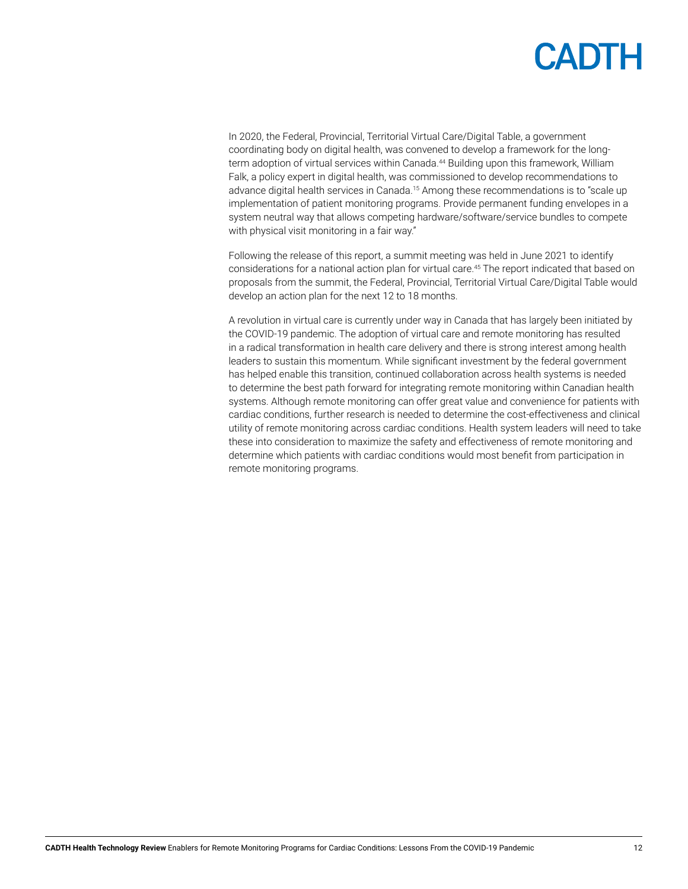In 2020, the Federal, Provincial, Territorial Virtual Care/Digital Table, a government coordinating body on digital health, was convened to develop a framework for the long-term adoption of virtual services within Canada.[44] Building upon this framework, William Falk, a policy expert in digital health, was commissioned to develop recommendations to advance digital health services in Canada.[15] Among these recommendations is to "scale up implementation of patient monitoring programs. Provide permanent funding envelopes in a system neutral way that allows competing hardware/software/service bundles to compete with physical visit monitoring in a fair way."

Following the release of this report, a summit meeting was held in June 2021 to identify considerations for a national action plan for virtual care.[45] The report indicated that based on proposals from the summit, the Federal, Provincial, Territorial Virtual Care/Digital Table would develop an action plan for the next 12 to 18 months.

A revolution in virtual care is currently under way in Canada that has largely been initiated by the COVID-19 pandemic. The adoption of virtual care and remote monitoring has resulted in a radical transformation in health care delivery and there is strong interest among health leaders to sustain this momentum. While significant investment by the federal government has helped enable this transition, continued collaboration across health systems is needed to determine the best path forward for integrating remote monitoring within Canadian health systems. Although remote monitoring can offer great value and convenience for patients with cardiac conditions, further research is needed to determine the cost-effectiveness and clinical utility of remote monitoring across cardiac conditions. Health system leaders will need to take these into consideration to maximize the safety and effectiveness of remote monitoring and determine which patients with cardiac conditions would most benefit from participation in remote monitoring programs.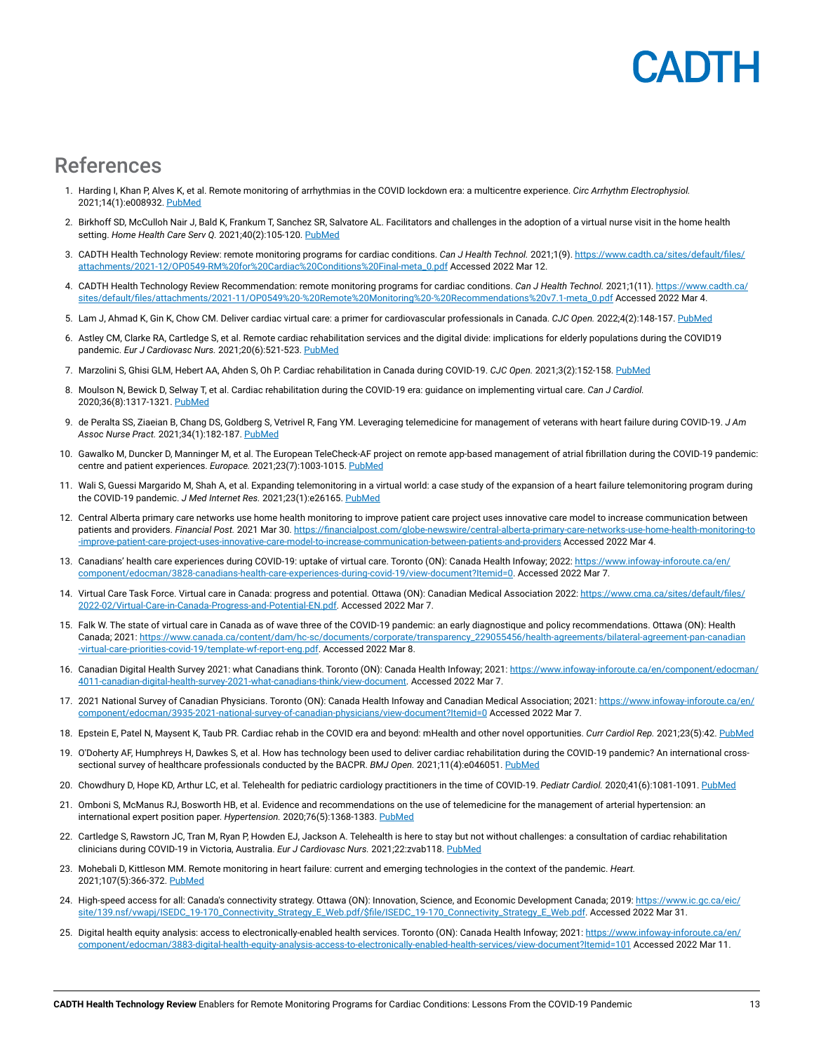## References

1. Harding I, Khan P, Alves K, et al. Remote monitoring of arrhythmias in the COVID lockdown era: a multicentre experience. *Circ Arrhythm Electrophysiol.* 2021;14(1):e008932. PubMed

2. Birkhoff SD, McCulloh Nair J, Bald K, Frankum T, Sanchez SR, Salvatore AL. Facilitators and challenges in the adoption of a virtual nurse visit in the home health setting. *Home Health Care Serv Q.* 2021;40(2):105-120. PubMed

3. CADTH Health Technology Review: remote monitoring programs for cardiac conditions. *Can J Health Technol.* 2021;1(9). https://www.cadth.ca/sites/default/files/attachments/2021-12/OP0549-RM%20for%20Cardiac%20Conditions%20Final-meta_0.pdf Accessed 2022 Mar 12.

4. CADTH Health Technology Review Recommendation: remote monitoring programs for cardiac conditions. *Can J Health Technol.* 2021;1(11). https://www.cadth.ca/sites/default/files/attachments/2021-11/OP0549%20-%20Remote%20Monitoring%20-%20Recommendations%20v7.1-meta_0.pdf Accessed 2022 Mar 4.

5. Lam J, Ahmad K, Gin K, Chow CM. Deliver cardiac virtual care: a primer for cardiovascular professionals in Canada. *CJC Open.* 2022;4(2):148-157. PubMed

6. Astley CM, Clarke RA, Cartledge S, et al. Remote cardiac rehabilitation services and the digital divide: implications for elderly populations during the COVID19 pandemic. *Eur J Cardiovasc Nurs.* 2021;20(6):521-523. PubMed

7. Marzolini S, Ghisi GLM, Hebert AA, Ahden S, Oh P. Cardiac rehabilitation in Canada during COVID-19. *CJC Open.* 2021;3(2):152-158. PubMed

8. Moulson N, Bewick D, Selway T, et al. Cardiac rehabilitation during the COVID-19 era: guidance on implementing virtual care. *Can J Cardiol.* 2020;36(8):1317-1321. PubMed

9. de Peralta SS, Ziaeian B, Chang DS, Goldberg S, Vetrivel R, Fang YM. Leveraging telemedicine for management of veterans with heart failure during COVID-19. *J Am Assoc Nurse Pract.* 2021;34(1):182-187. PubMed

10. Gawalko M, Duncker D, Manninger M, et al. The European TeleCheck-AF project on remote app-based management of atrial fibrillation during the COVID-19 pandemic: centre and patient experiences. *Europace.* 2021;23(7):1003-1015. PubMed

11. Wali S, Guessi Margarido M, Shah A, et al. Expanding telemonitoring in a virtual world: a case study of the expansion of a heart failure telemonitoring program during the COVID-19 pandemic. *J Med Internet Res.* 2021;23(1):e26165. PubMed

12. Central Alberta primary care networks use home health monitoring to improve patient care project uses innovative care model to increase communication between patients and providers. *Financial Post.* 2021 Mar 30. https://financialpost.com/globe-newswire/central-alberta-primary-care-networks-use-home-health-monitoring-to-improve-patient-care-project-uses-innovative-care-model-to-increase-communication-between-patients-and-providers Accessed 2022 Mar 4.

13. Canadians' health care experiences during COVID-19: uptake of virtual care. Toronto (ON): Canada Health Infoway; 2022: https://www.infoway-inforoute.ca/en/component/edocman/3828-canadians-health-care-experiences-during-covid-19/view-document?Itemid=0. Accessed 2022 Mar 7.

14. Virtual Care Task Force. Virtual care in Canada: progress and potential. Ottawa (ON): Canadian Medical Association 2022: https://www.cma.ca/sites/default/files/2022-02/Virtual-Care-in-Canada-Progress-and-Potential-EN.pdf. Accessed 2022 Mar 7.

15. Falk W. The state of virtual care in Canada as of wave three of the COVID-19 pandemic: an early diagnostique and policy recommendations. Ottawa (ON): Health Canada; 2021: https://www.canada.ca/content/dam/hc-sc/documents/corporate/transparency_229055456/health-agreements/bilateral-agreement-pan-canadian-virtual-care-priorities-covid-19/template-wf-report-eng.pdf. Accessed 2022 Mar 8.

16. Canadian Digital Health Survey 2021: what Canadians think. Toronto (ON): Canada Health Infoway; 2021: https://www.infoway-inforoute.ca/en/component/edocman/4011-canadian-digital-health-survey-2021-what-canadians-think/view-document. Accessed 2022 Mar 7.

17. 2021 National Survey of Canadian Physicians. Toronto (ON): Canada Health Infoway and Canadian Medical Association; 2021: https://www.infoway-inforoute.ca/en/component/edocman/3935-2021-national-survey-of-canadian-physicians/view-document?Itemid=0 Accessed 2022 Mar 7.

18. Epstein E, Patel N, Maysent K, Taub PR. Cardiac rehab in the COVID era and beyond: mHealth and other novel opportunities. *Curr Cardiol Rep.* 2021;23(5):42. PubMed

19. O'Doherty AF, Humphreys H, Dawkes S, et al. How has technology been used to deliver cardiac rehabilitation during the COVID-19 pandemic? An international cross-sectional survey of healthcare professionals conducted by the BACPR. *BMJ Open.* 2021;11(4):e046051. PubMed

20. Chowdhury D, Hope KD, Arthur LC, et al. Telehealth for pediatric cardiology practitioners in the time of COVID-19. *Pediatr Cardiol.* 2020;41(6):1081-1091. PubMed

21. Omboni S, McManus RJ, Bosworth HB, et al. Evidence and recommendations on the use of telemedicine for the management of arterial hypertension: an international expert position paper. *Hypertension.* 2020;76(5):1368-1383. PubMed

22. Cartledge S, Rawstorn JC, Tran M, Ryan P, Howden EJ, Jackson A. Telehealth is here to stay but not without challenges: a consultation of cardiac rehabilitation clinicians during COVID-19 in Victoria, Australia. *Eur J Cardiovasc Nurs.* 2021;22:zvab118. PubMed

23. Mohebali D, Kittleson MM. Remote monitoring in heart failure: current and emerging technologies in the context of the pandemic. *Heart.* 2021;107(5):366-372. PubMed

24. High-speed access for all: Canada's connectivity strategy. Ottawa (ON): Innovation, Science, and Economic Development Canada; 2019: https://www.ic.gc.ca/eic/site/139.nsf/vwapj/ISEDC_19-170_Connectivity_Strategy_E_Web.pdf/$file/ISEDC_19-170_Connectivity_Strategy_E_Web.pdf. Accessed 2022 Mar 31.

25. Digital health equity analysis: access to electronically-enabled health services. Toronto (ON): Canada Health Infoway; 2021: https://www.infoway-inforoute.ca/en/component/edocman/3883-digital-health-equity-analysis-access-to-electronically-enabled-health-services/view-document?Itemid=101 Accessed 2022 Mar 11.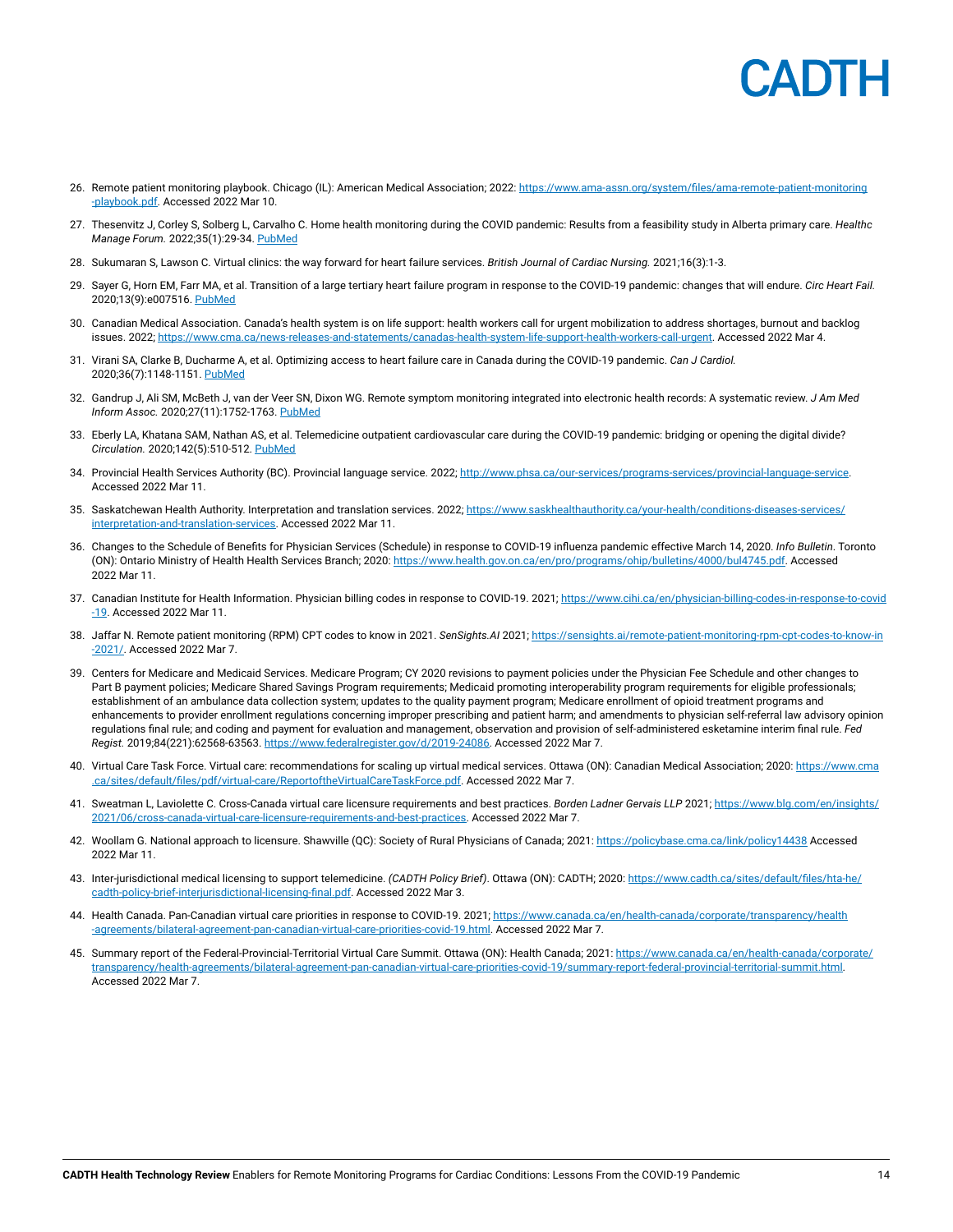26. Remote patient monitoring playbook. Chicago (IL): American Medical Association; 2022: https://www.ama-assn.org/system/files/ama-remote-patient-monitoring-playbook.pdf. Accessed 2022 Mar 10.
27. Thesenvitz J, Corley S, Solberg L, Carvalho C. Home health monitoring during the COVID pandemic: Results from a feasibility study in Alberta primary care. *Healthc Manage Forum.* 2022;35(1):29-34. PubMed
28. Sukumaran S, Lawson C. Virtual clinics: the way forward for heart failure services. *British Journal of Cardiac Nursing.* 2021;16(3):1-3.
29. Sayer G, Horn EM, Farr MA, et al. Transition of a large tertiary heart failure program in response to the COVID-19 pandemic: changes that will endure. *Circ Heart Fail.* 2020;13(9):e007516. PubMed
30. Canadian Medical Association. Canada's health system is on life support: health workers call for urgent mobilization to address shortages, burnout and backlog issues. 2022; https://www.cma.ca/news-releases-and-statements/canadas-health-system-life-support-health-workers-call-urgent. Accessed 2022 Mar 4.
31. Virani SA, Clarke B, Ducharme A, et al. Optimizing access to heart failure care in Canada during the COVID-19 pandemic. *Can J Cardiol.* 2020;36(7):1148-1151. PubMed
32. Gandrup J, Ali SM, McBeth J, van der Veer SN, Dixon WG. Remote symptom monitoring integrated into electronic health records: A systematic review. *J Am Med Inform Assoc.* 2020;27(11):1752-1763. PubMed
33. Eberly LA, Khatana SAM, Nathan AS, et al. Telemedicine outpatient cardiovascular care during the COVID-19 pandemic: bridging or opening the digital divide? *Circulation.* 2020;142(5):510-512. PubMed
34. Provincial Health Services Authority (BC). Provincial language service. 2022; http://www.phsa.ca/our-services/programs-services/provincial-language-service. Accessed 2022 Mar 11.
35. Saskatchewan Health Authority. Interpretation and translation services. 2022; https://www.saskhealthauthority.ca/your-health/conditions-diseases-services/interpretation-and-translation-services. Accessed 2022 Mar 11.
36. Changes to the Schedule of Benefits for Physician Services (Schedule) in response to COVID-19 influenza pandemic effective March 14, 2020. *Info Bulletin.* Toronto (ON): Ontario Ministry of Health Health Services Branch; 2020: https://www.health.gov.on.ca/en/pro/programs/ohip/bulletins/4000/bul4745.pdf. Accessed 2022 Mar 11.
37. Canadian Institute for Health Information. Physician billing codes in response to COVID-19. 2021; https://www.cihi.ca/en/physician-billing-codes-in-response-to-covid-19. Accessed 2022 Mar 11.
38. Jaffar N. Remote patient monitoring (RPM) CPT codes to know in 2021. *SenSights.AI* 2021; https://sensights.ai/remote-patient-monitoring-rpm-cpt-codes-to-know-in-2021/. Accessed 2022 Mar 7.
39. Centers for Medicare and Medicaid Services. Medicare Program; CY 2020 revisions to payment policies under the Physician Fee Schedule and other changes to Part B payment policies; Medicare Shared Savings Program requirements; Medicaid promoting interoperability program requirements for eligible professionals; establishment of an ambulance data collection system; updates to the quality payment program; Medicare enrollment of opioid treatment programs and enhancements to provider enrollment regulations concerning improper prescribing and patient harm; and amendments to physician self-referral law advisory opinion regulations final rule; and coding and payment for evaluation and management, observation and provision of self-administered esketamine interim final rule. *Fed Regist.* 2019;84(221):62568-63563. https://www.federalregister.gov/d/2019-24086. Accessed 2022 Mar 7.
40. Virtual Care Task Force. Virtual care: recommendations for scaling up virtual medical services. Ottawa (ON): Canadian Medical Association; 2020: https://www.cma.ca/sites/default/files/pdf/virtual-care/ReportoftheVirtualCareTaskForce.pdf. Accessed 2022 Mar 7.
41. Sweatman L, Laviolette C. Cross-Canada virtual care licensure requirements and best practices. *Borden Ladner Gervais LLP* 2021; https://www.blg.com/en/insights/2021/06/cross-canada-virtual-care-licensure-requirements-and-best-practices. Accessed 2022 Mar 7.
42. Woollam G. National approach to licensure. Shawville (QC): Society of Rural Physicians of Canada; 2021: https://policybase.cma.ca/link/policy14438 Accessed 2022 Mar 11.
43. Inter-jurisdictional medical licensing to support telemedicine. *(CADTH Policy Brief)*. Ottawa (ON): CADTH; 2020: https://www.cadth.ca/sites/default/files/hta-he/cadth-policy-brief-interjurisdictional-licensing-final.pdf. Accessed 2022 Mar 3.
44. Health Canada. Pan-Canadian virtual care priorities in response to COVID-19. 2021; https://www.canada.ca/en/health-canada/corporate/transparency/health-agreements/bilateral-agreement-pan-canadian-virtual-care-priorities-covid-19.html. Accessed 2022 Mar 7.
45. Summary report of the Federal-Provincial-Territorial Virtual Care Summit. Ottawa (ON): Health Canada; 2021: https://www.canada.ca/en/health-canada/corporate/transparency/health-agreements/bilateral-agreement-pan-canadian-virtual-care-priorities-covid-19/summary-report-federal-provincial-territorial-summit.html. Accessed 2022 Mar 7.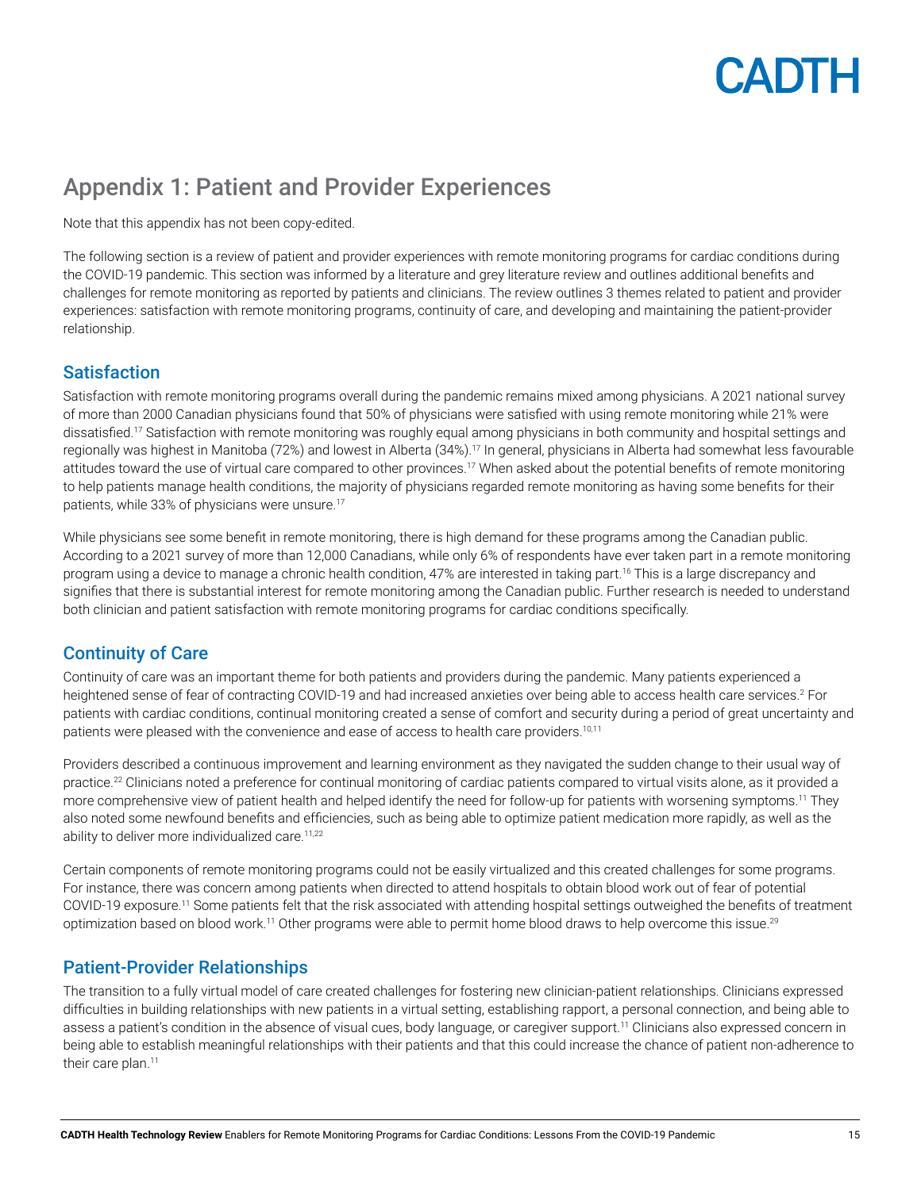## Appendix 1: Patient and Provider Experiences

Note that this appendix has not been copy-edited.

The following section is a review of patient and provider experiences with remote monitoring programs for cardiac conditions during the COVID-19 pandemic. This section was informed by a literature and grey literature review and outlines additional benefits and challenges for remote monitoring as reported by patients and clinicians. The review outlines 3 themes related to patient and provider experiences: satisfaction with remote monitoring programs, continuity of care, and developing and maintaining the patient-provider relationship.

### Satisfaction

Satisfaction with remote monitoring programs overall during the pandemic remains mixed among physicians. A 2021 national survey of more than 2000 Canadian physicians found that 50% of physicians were satisfied with using remote monitoring while 21% were dissatisfied.[17] Satisfaction with remote monitoring was roughly equal among physicians in both community and hospital settings and regionally was highest in Manitoba (72%) and lowest in Alberta (34%).[17] In general, physicians in Alberta had somewhat less favourable attitudes toward the use of virtual care compared to other provinces.[17] When asked about the potential benefits of remote monitoring to help patients manage health conditions, the majority of physicians regarded remote monitoring as having some benefits for their patients, while 33% of physicians were unsure.[17]

While physicians see some benefit in remote monitoring, there is high demand for these programs among the Canadian public. According to a 2021 survey of more than 12,000 Canadians, while only 6% of respondents have ever taken part in a remote monitoring program using a device to manage a chronic health condition, 47% are interested in taking part.[16] This is a large discrepancy and signifies that there is substantial interest for remote monitoring among the Canadian public. Further research is needed to understand both clinician and patient satisfaction with remote monitoring programs for cardiac conditions specifically.

### Continuity of Care

Continuity of care was an important theme for both patients and providers during the pandemic. Many patients experienced a heightened sense of fear of contracting COVID-19 and had increased anxieties over being able to access health care services.[2] For patients with cardiac conditions, continual monitoring created a sense of comfort and security during a period of great uncertainty and patients were pleased with the convenience and ease of access to health care providers.[10,11]

Providers described a continuous improvement and learning environment as they navigated the sudden change to their usual way of practice.[22] Clinicians noted a preference for continual monitoring of cardiac patients compared to virtual visits alone, as it provided a more comprehensive view of patient health and helped identify the need for follow-up for patients with worsening symptoms.[11] They also noted some newfound benefits and efficiencies, such as being able to optimize patient medication more rapidly, as well as the ability to deliver more individualized care.[11,22]

Certain components of remote monitoring programs could not be easily virtualized and this created challenges for some programs. For instance, there was concern among patients when directed to attend hospitals to obtain blood work out of fear of potential COVID-19 exposure.[11] Some patients felt that the risk associated with attending hospital settings outweighed the benefits of treatment optimization based on blood work.[11] Other programs were able to permit home blood draws to help overcome this issue.[29]

### Patient-Provider Relationships

The transition to a fully virtual model of care created challenges for fostering new clinician-patient relationships. Clinicians expressed difficulties in building relationships with new patients in a virtual setting, establishing rapport, a personal connection, and being able to assess a patient's condition in the absence of visual cues, body language, or caregiver support.[11] Clinicians also expressed concern in being able to establish meaningful relationships with their patients and that this could increase the chance of patient non-adherence to their care plan.[11]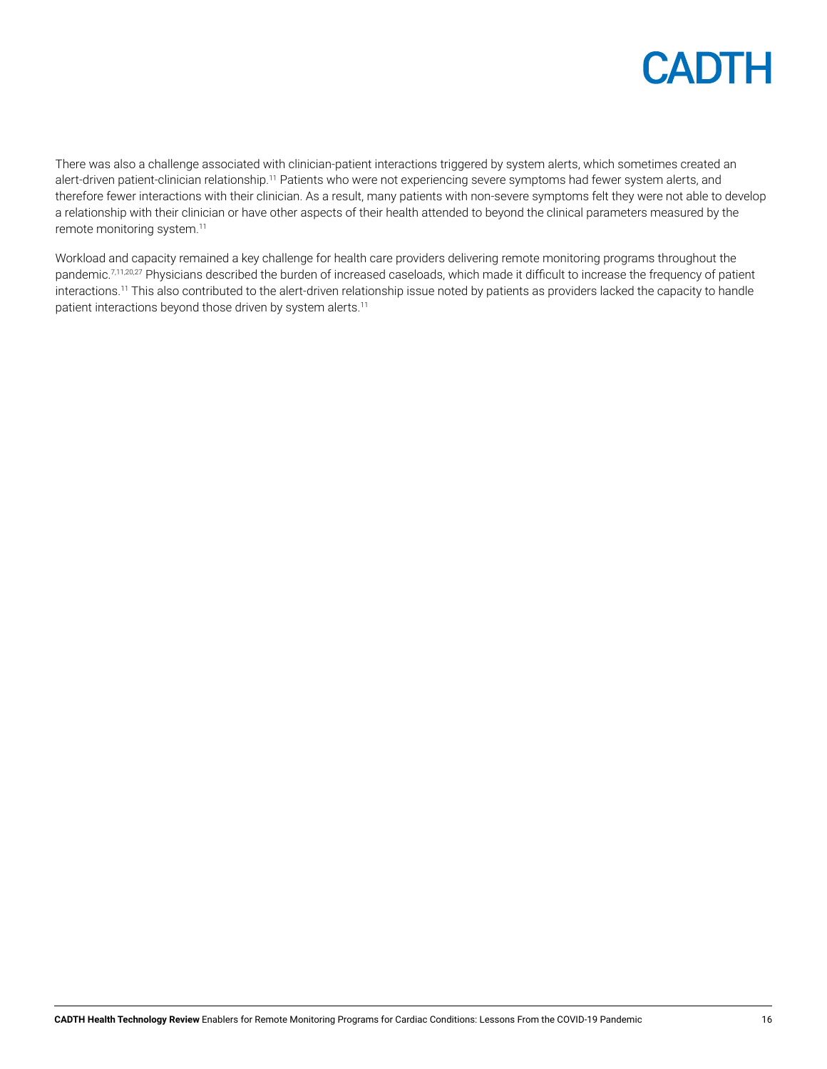There was also a challenge associated with clinician-patient interactions triggered by system alerts, which sometimes created an alert-driven patient-clinician relationship.[11] Patients who were not experiencing severe symptoms had fewer system alerts, and therefore fewer interactions with their clinician. As a result, many patients with non-severe symptoms felt they were not able to develop a relationship with their clinician or have other aspects of their health attended to beyond the clinical parameters measured by the remote monitoring system.[11]

Workload and capacity remained a key challenge for health care providers delivering remote monitoring programs throughout the pandemic.[7,11,20,27] Physicians described the burden of increased caseloads, which made it difficult to increase the frequency of patient interactions.[11] This also contributed to the alert-driven relationship issue noted by patients as providers lacked the capacity to handle patient interactions beyond those driven by system alerts.[11]